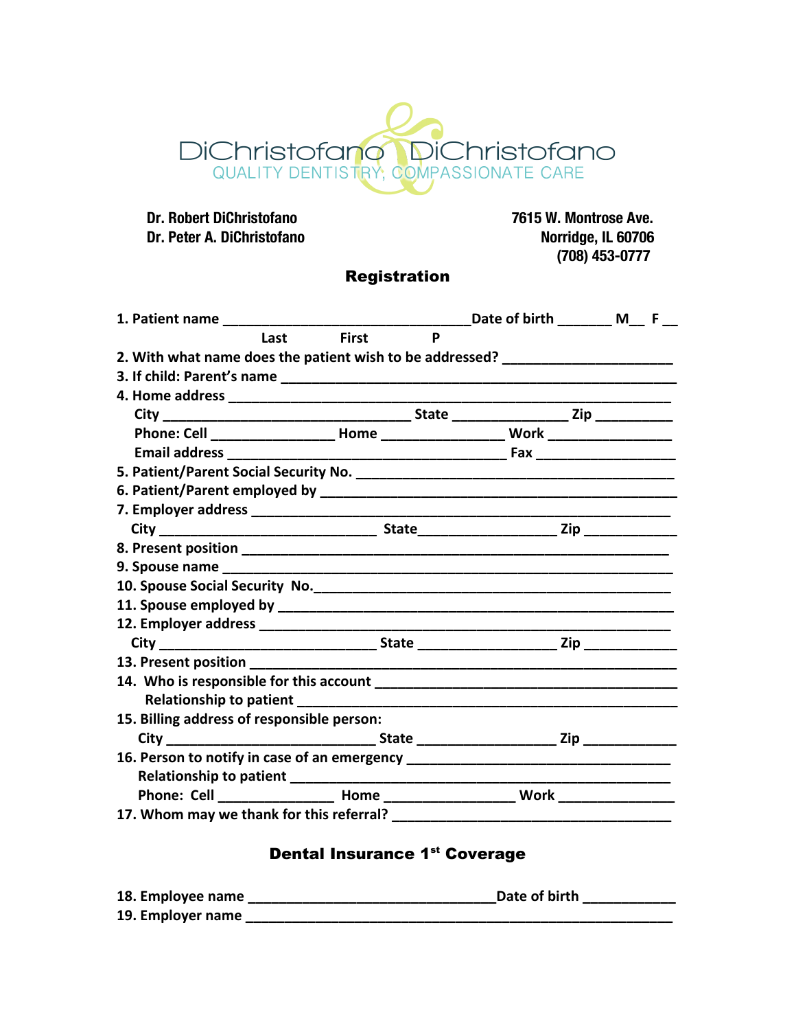DiChristofano & DiChristofano

QUALITY DENTISTRY, COMPASSIONATE CARE

**Dr. Robert DiChristofano**
**Dr. Peter A. DiChristofano**

**7615 W. Montrose Ave.**
**Norridge, IL 60706**
**(708) 453-0777**

## Registration

1. Patient name ________________________________ Date of birth _______ M__ F __
   Last First P
2. With what name does the patient wish to be addressed? _____________________
3. If child: Parent's name ________________________________________________
4. Home address ______________________________________________________
   City ________________________________ State ______________ Zip __________
   Phone: Cell _______________ Home _______________ Work ________________
   Email address _____________________________________ Fax _________________
5. Patient/Parent Social Security No. __________________________________________
6. Patient/Parent employed by _______________________________________________
7. Employer address _____________________________________________________
   City ____________________________ State_________________ Zip ___________
8. Present position _____________________________________________________
9. Spouse name ________________________________________________________
10. Spouse Social Security No.___________________________________________
11. Spouse employed by _________________________________________________
12. Employer address ____________________________________________________
    City ____________________________ State _________________ Zip ___________
13. Present position ____________________________________________________
14. Who is responsible for this account _______________________________________
    Relationship to patient ____________________________________________________
15. Billing address of responsible person:
    City ____________________________ State _________________ Zip ___________
16. Person to notify in case of an emergency __________________________________
    Relationship to patient ____________________________________________________
    Phone: Cell _______________ Home ________________ Work _______________
17. Whom may we thank for this referral? _____________________________________

## Dental Insurance 1st Coverage

18. Employee name _________________________________ Date of birth ___________
19. Employer name ________________________________________________________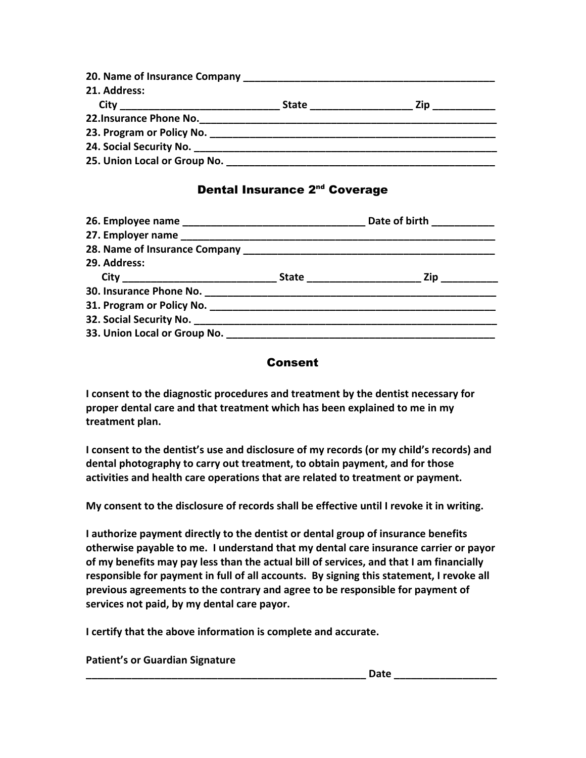**20. Name of Insurance Company** _______________________________________________

**21. Address:**

**City** ____________________________ **State** _________________ **Zip** ___________

**22.Insurance Phone No.**________________________________________________________

**23. Program or Policy No.** ____________________________________________________

**24. Social Security No.** ______________________________________________________

**25. Union Local or Group No.** _________________________________________________

## Dental Insurance 2nd Coverage

**26. Employee name** _________________________________ **Date of birth** ___________

**27. Employer name** _________________________________________________________

**28. Name of Insurance Company** _______________________________________________

**29. Address:**

**City** ___________________________ **State** ____________________ **Zip** __________

**30. Insurance Phone No.** _____________________________________________________

**31. Program or Policy No.** ____________________________________________________

**32. Social Security No.** ______________________________________________________

**33. Union Local or Group No.** _________________________________________________

## Consent

**I consent to the diagnostic procedures and treatment by the dentist necessary for proper dental care and that treatment which has been explained to me in my treatment plan.**

**I consent to the dentist's use and disclosure of my records (or my child's records) and dental photography to carry out treatment, to obtain payment, and for those activities and health care operations that are related to treatment or payment.**

**My consent to the disclosure of records shall be effective until I revoke it in writing.**

**I authorize payment directly to the dentist or dental group of insurance benefits otherwise payable to me. I understand that my dental care insurance carrier or payor of my benefits may pay less than the actual bill of services, and that I am financially responsible for payment in full of all accounts. By signing this statement, I revoke all previous agreements to the contrary and agree to be responsible for payment of services not paid, by my dental care payor.**

**I certify that the above information is complete and accurate.**

**Patient's or Guardian Signature**

___________________________________________________ **Date** __________________